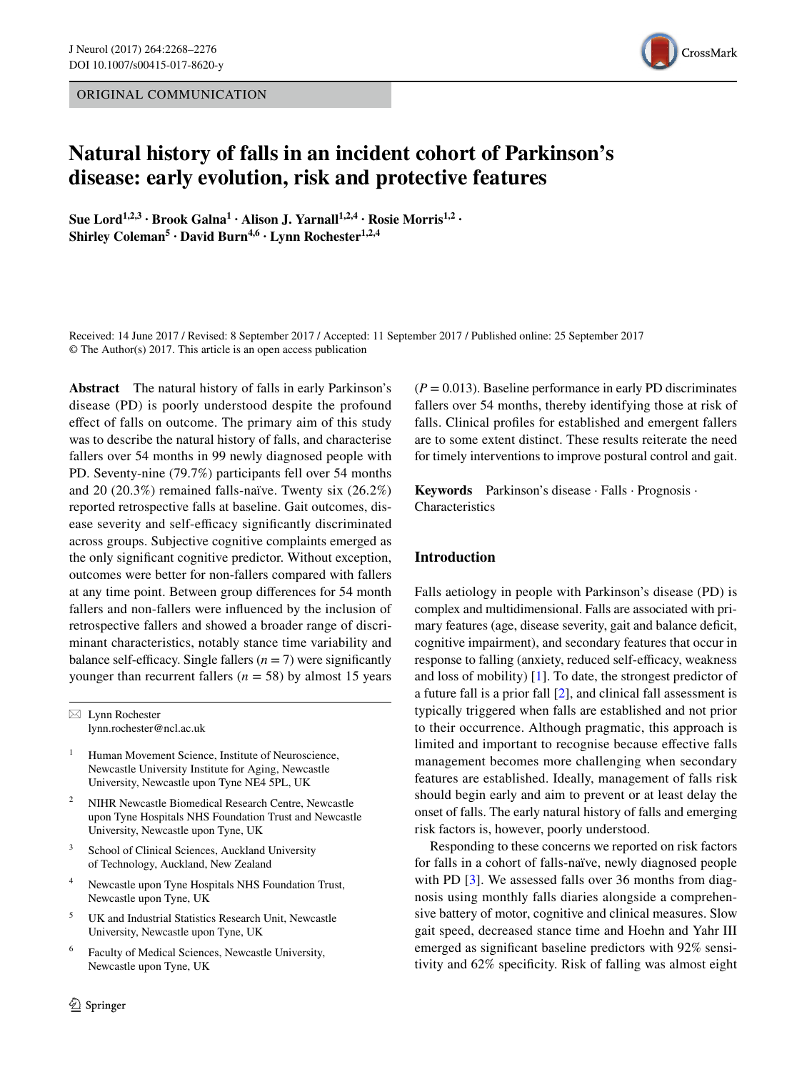ORIGINAL COMMUNICATION

# Natural history of falls in an incident cohort of Parkinson's disease: early evolution, risk and protective features

**Sue Lord[1,2,3] · Brook Galna[1] · Alison J. Yarnall[1,2,4] · Rosie Morris[1,2] · Shirley Coleman[5] · David Burn[4,6] · Lynn Rochester[1,2,4]**

Received: 14 June 2017 / Revised: 8 September 2017 / Accepted: 11 September 2017 / Published online: 25 September 2017
© The Author(s) 2017. This article is an open access publication

**Abstract** The natural history of falls in early Parkinson's disease (PD) is poorly understood despite the profound effect of falls on outcome. The primary aim of this study was to describe the natural history of falls, and characterise fallers over 54 months in 99 newly diagnosed people with PD. Seventy-nine (79.7%) participants fell over 54 months and 20 (20.3%) remained falls-naïve. Twenty six (26.2%) reported retrospective falls at baseline. Gait outcomes, disease severity and self-efficacy significantly discriminated across groups. Subjective cognitive complaints emerged as the only significant cognitive predictor. Without exception, outcomes were better for non-fallers compared with fallers at any time point. Between group differences for 54 month fallers and non-fallers were influenced by the inclusion of retrospective fallers and showed a broader range of discriminant characteristics, notably stance time variability and balance self-efficacy. Single fallers ($n = 7$) were significantly younger than recurrent fallers ($n = 58$) by almost 15 years ($P = 0.013$). Baseline performance in early PD discriminates fallers over 54 months, thereby identifying those at risk of falls. Clinical profiles for established and emergent fallers are to some extent distinct. These results reiterate the need for timely interventions to improve postural control and gait.

**Keywords** Parkinson's disease · Falls · Prognosis · Characteristics

✉ Lynn Rochester
lynn.rochester@ncl.ac.uk

1 Human Movement Science, Institute of Neuroscience, Newcastle University Institute for Aging, Newcastle University, Newcastle upon Tyne NE4 5PL, UK

2 NIHR Newcastle Biomedical Research Centre, Newcastle upon Tyne Hospitals NHS Foundation Trust and Newcastle University, Newcastle upon Tyne, UK

3 School of Clinical Sciences, Auckland University of Technology, Auckland, New Zealand

4 Newcastle upon Tyne Hospitals NHS Foundation Trust, Newcastle upon Tyne, UK

5 UK and Industrial Statistics Research Unit, Newcastle University, Newcastle upon Tyne, UK

6 Faculty of Medical Sciences, Newcastle University, Newcastle upon Tyne, UK

## Introduction

Falls aetiology in people with Parkinson's disease (PD) is complex and multidimensional. Falls are associated with primary features (age, disease severity, gait and balance deficit, cognitive impairment), and secondary features that occur in response to falling (anxiety, reduced self-efficacy, weakness and loss of mobility) [1]. To date, the strongest predictor of a future fall is a prior fall [2], and clinical fall assessment is typically triggered when falls are established and not prior to their occurrence. Although pragmatic, this approach is limited and important to recognise because effective falls management becomes more challenging when secondary features are established. Ideally, management of falls risk should begin early and aim to prevent or at least delay the onset of falls. The early natural history of falls and emerging risk factors is, however, poorly understood.

Responding to these concerns we reported on risk factors for falls in a cohort of falls-naïve, newly diagnosed people with PD [3]. We assessed falls over 36 months from diagnosis using monthly falls diaries alongside a comprehensive battery of motor, cognitive and clinical measures. Slow gait speed, decreased stance time and Hoehn and Yahr III emerged as significant baseline predictors with 92% sensitivity and 62% specificity. Risk of falling was almost eight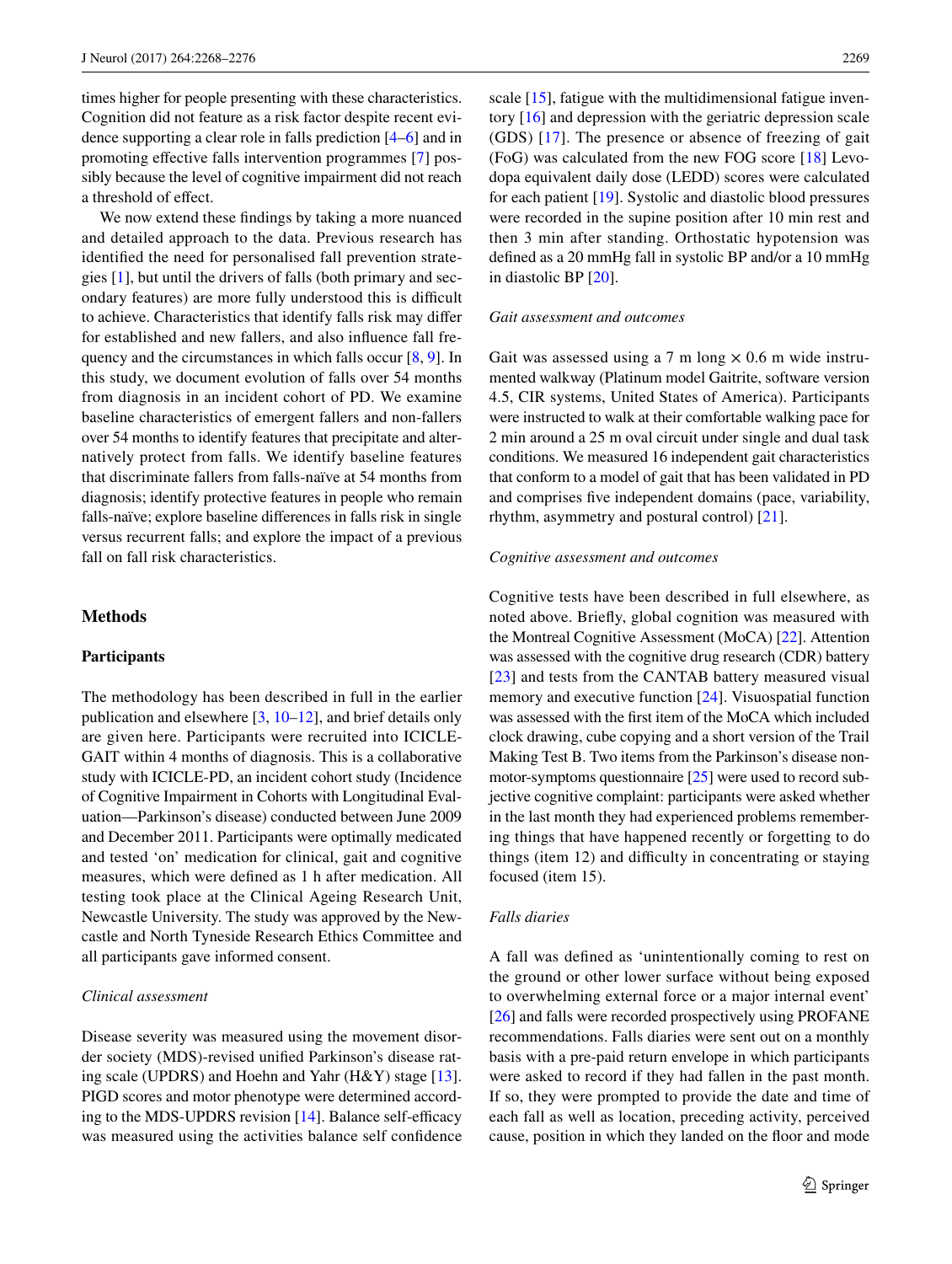times higher for people presenting with these characteristics. Cognition did not feature as a risk factor despite recent evidence supporting a clear role in falls prediction [4–6] and in promoting effective falls intervention programmes [7] possibly because the level of cognitive impairment did not reach a threshold of effect.

We now extend these findings by taking a more nuanced and detailed approach to the data. Previous research has identified the need for personalised fall prevention strategies [1], but until the drivers of falls (both primary and secondary features) are more fully understood this is difficult to achieve. Characteristics that identify falls risk may differ for established and new fallers, and also influence fall frequency and the circumstances in which falls occur [8, 9]. In this study, we document evolution of falls over 54 months from diagnosis in an incident cohort of PD. We examine baseline characteristics of emergent fallers and non-fallers over 54 months to identify features that precipitate and alternatively protect from falls. We identify baseline features that discriminate fallers from falls-naïve at 54 months from diagnosis; identify protective features in people who remain falls-naïve; explore baseline differences in falls risk in single versus recurrent falls; and explore the impact of a previous fall on fall risk characteristics.

## Methods

### Participants

The methodology has been described in full in the earlier publication and elsewhere [3, 10–12], and brief details only are given here. Participants were recruited into ICICLE-GAIT within 4 months of diagnosis. This is a collaborative study with ICICLE-PD, an incident cohort study (Incidence of Cognitive Impairment in Cohorts with Longitudinal Evaluation—Parkinson's disease) conducted between June 2009 and December 2011. Participants were optimally medicated and tested 'on' medication for clinical, gait and cognitive measures, which were defined as 1 h after medication. All testing took place at the Clinical Ageing Research Unit, Newcastle University. The study was approved by the Newcastle and North Tyneside Research Ethics Committee and all participants gave informed consent.

#### *Clinical assessment*

Disease severity was measured using the movement disorder society (MDS)-revised unified Parkinson's disease rating scale (UPDRS) and Hoehn and Yahr (H&Y) stage [13]. PIGD scores and motor phenotype were determined according to the MDS-UPDRS revision [14]. Balance self-efficacy was measured using the activities balance self confidence scale [15], fatigue with the multidimensional fatigue inventory [16] and depression with the geriatric depression scale (GDS) [17]. The presence or absence of freezing of gait (FoG) was calculated from the new FOG score [18] Levodopa equivalent daily dose (LEDD) scores were calculated for each patient [19]. Systolic and diastolic blood pressures were recorded in the supine position after 10 min rest and then 3 min after standing. Orthostatic hypotension was defined as a 20 mmHg fall in systolic BP and/or a 10 mmHg in diastolic BP [20].

#### *Gait assessment and outcomes*

Gait was assessed using a 7 m long × 0.6 m wide instrumented walkway (Platinum model Gaitrite, software version 4.5, CIR systems, United States of America). Participants were instructed to walk at their comfortable walking pace for 2 min around a 25 m oval circuit under single and dual task conditions. We measured 16 independent gait characteristics that conform to a model of gait that has been validated in PD and comprises five independent domains (pace, variability, rhythm, asymmetry and postural control) [21].

#### *Cognitive assessment and outcomes*

Cognitive tests have been described in full elsewhere, as noted above. Briefly, global cognition was measured with the Montreal Cognitive Assessment (MoCA) [22]. Attention was assessed with the cognitive drug research (CDR) battery [23] and tests from the CANTAB battery measured visual memory and executive function [24]. Visuospatial function was assessed with the first item of the MoCA which included clock drawing, cube copying and a short version of the Trail Making Test B. Two items from the Parkinson's disease non-motor-symptoms questionnaire [25] were used to record subjective cognitive complaint: participants were asked whether in the last month they had experienced problems remembering things that have happened recently or forgetting to do things (item 12) and difficulty in concentrating or staying focused (item 15).

#### *Falls diaries*

A fall was defined as 'unintentionally coming to rest on the ground or other lower surface without being exposed to overwhelming external force or a major internal event' [26] and falls were recorded prospectively using PROFANE recommendations. Falls diaries were sent out on a monthly basis with a pre-paid return envelope in which participants were asked to record if they had fallen in the past month. If so, they were prompted to provide the date and time of each fall as well as location, preceding activity, perceived cause, position in which they landed on the floor and mode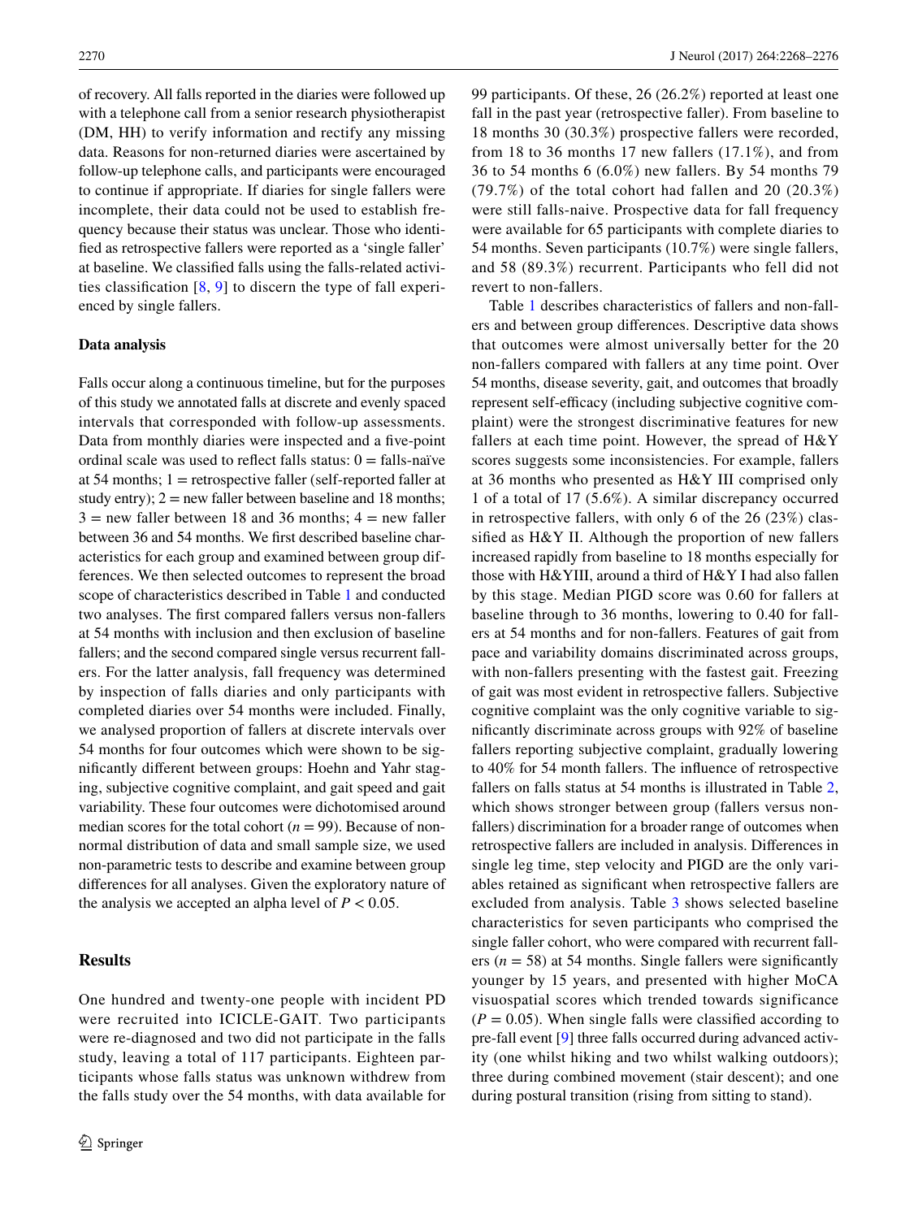of recovery. All falls reported in the diaries were followed up with a telephone call from a senior research physiotherapist (DM, HH) to verify information and rectify any missing data. Reasons for non-returned diaries were ascertained by follow-up telephone calls, and participants were encouraged to continue if appropriate. If diaries for single fallers were incomplete, their data could not be used to establish frequency because their status was unclear. Those who identified as retrospective fallers were reported as a 'single faller' at baseline. We classified falls using the falls-related activities classification [8, 9] to discern the type of fall experienced by single fallers.

### Data analysis

Falls occur along a continuous timeline, but for the purposes of this study we annotated falls at discrete and evenly spaced intervals that corresponded with follow-up assessments. Data from monthly diaries were inspected and a five-point ordinal scale was used to reflect falls status: 0 = falls-naïve at 54 months; 1 = retrospective faller (self-reported faller at study entry); 2 = new faller between baseline and 18 months; 3 = new faller between 18 and 36 months; 4 = new faller between 36 and 54 months. We first described baseline characteristics for each group and examined between group differences. We then selected outcomes to represent the broad scope of characteristics described in Table 1 and conducted two analyses. The first compared fallers versus non-fallers at 54 months with inclusion and then exclusion of baseline fallers; and the second compared single versus recurrent fallers. For the latter analysis, fall frequency was determined by inspection of falls diaries and only participants with completed diaries over 54 months were included. Finally, we analysed proportion of fallers at discrete intervals over 54 months for four outcomes which were shown to be significantly different between groups: Hoehn and Yahr staging, subjective cognitive complaint, and gait speed and gait variability. These four outcomes were dichotomised around median scores for the total cohort ($n = 99$). Because of non-normal distribution of data and small sample size, we used non-parametric tests to describe and examine between group differences for all analyses. Given the exploratory nature of the analysis we accepted an alpha level of $P < 0.05$.

## Results

One hundred and twenty-one people with incident PD were recruited into ICICLE-GAIT. Two participants were re-diagnosed and two did not participate in the falls study, leaving a total of 117 participants. Eighteen participants whose falls status was unknown withdrew from the falls study over the 54 months, with data available for 99 participants. Of these, 26 (26.2%) reported at least one fall in the past year (retrospective faller). From baseline to 18 months 30 (30.3%) prospective fallers were recorded, from 18 to 36 months 17 new fallers (17.1%), and from 36 to 54 months 6 (6.0%) new fallers. By 54 months 79 (79.7%) of the total cohort had fallen and 20 (20.3%) were still falls-naive. Prospective data for fall frequency were available for 65 participants with complete diaries to 54 months. Seven participants (10.7%) were single fallers, and 58 (89.3%) recurrent. Participants who fell did not revert to non-fallers.

Table 1 describes characteristics of fallers and non-fallers and between group differences. Descriptive data shows that outcomes were almost universally better for the 20 non-fallers compared with fallers at any time point. Over 54 months, disease severity, gait, and outcomes that broadly represent self-efficacy (including subjective cognitive complaint) were the strongest discriminative features for new fallers at each time point. However, the spread of H&Y scores suggests some inconsistencies. For example, fallers at 36 months who presented as H&Y III comprised only 1 of a total of 17 (5.6%). A similar discrepancy occurred in retrospective fallers, with only 6 of the 26 (23%) classified as H&Y II. Although the proportion of new fallers increased rapidly from baseline to 18 months especially for those with H&YIII, around a third of H&Y I had also fallen by this stage. Median PIGD score was 0.60 for fallers at baseline through to 36 months, lowering to 0.40 for fallers at 54 months and for non-fallers. Features of gait from pace and variability domains discriminated across groups, with non-fallers presenting with the fastest gait. Freezing of gait was most evident in retrospective fallers. Subjective cognitive complaint was the only cognitive variable to significantly discriminate across groups with 92% of baseline fallers reporting subjective complaint, gradually lowering to 40% for 54 month fallers. The influence of retrospective fallers on falls status at 54 months is illustrated in Table 2, which shows stronger between group (fallers versus non-fallers) discrimination for a broader range of outcomes when retrospective fallers are included in analysis. Differences in single leg time, step velocity and PIGD are the only variables retained as significant when retrospective fallers are excluded from analysis. Table 3 shows selected baseline characteristics for seven participants who comprised the single faller cohort, who were compared with recurrent fallers ($n = 58$) at 54 months. Single fallers were significantly younger by 15 years, and presented with higher MoCA visuospatial scores which trended towards significance ($P = 0.05$). When single falls were classified according to pre-fall event [9] three falls occurred during advanced activity (one whilst hiking and two whilst walking outdoors); three during combined movement (stair descent); and one during postural transition (rising from sitting to stand).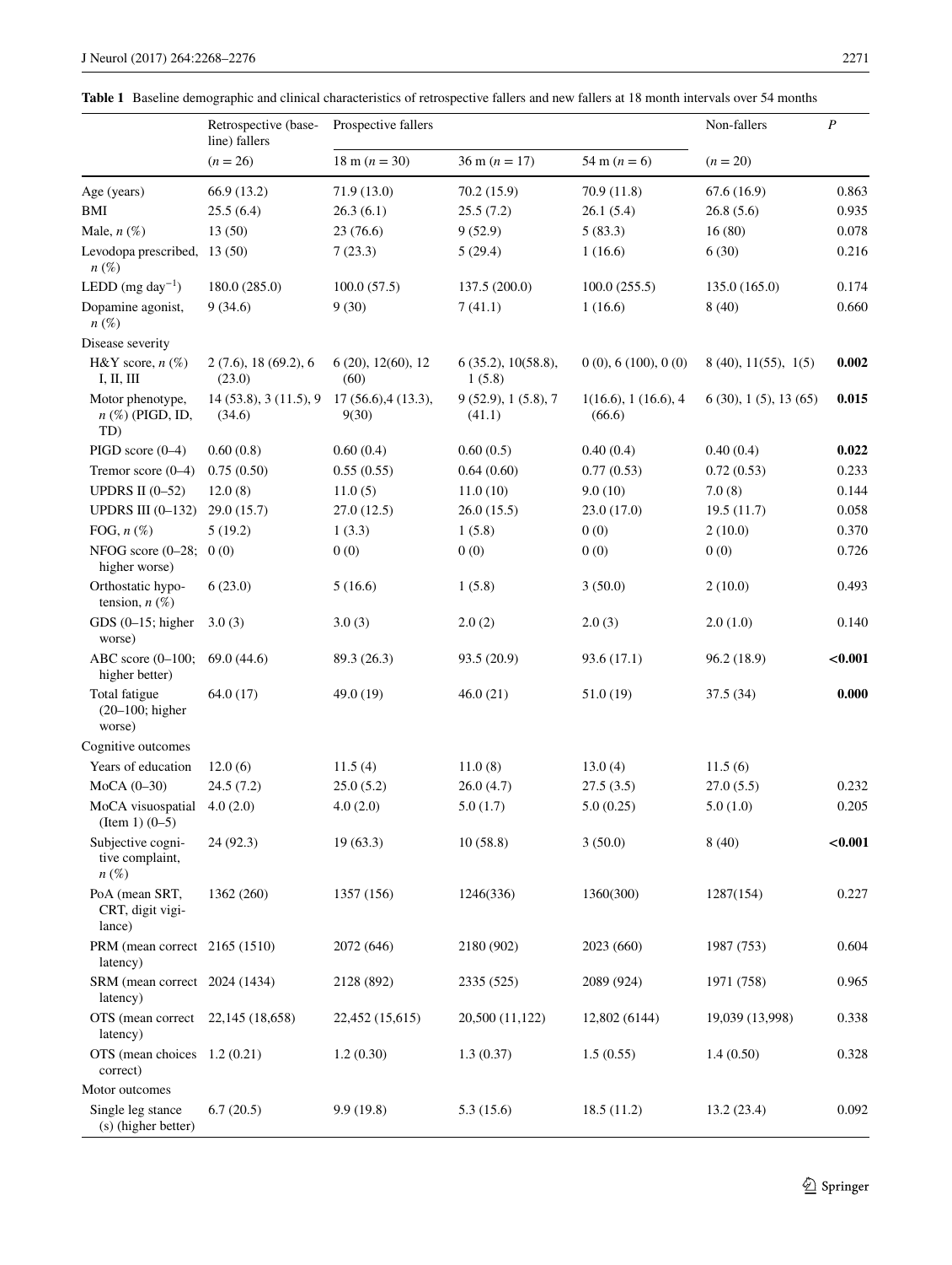**Table 1** Baseline demographic and clinical characteristics of retrospective fallers and new fallers at 18 month intervals over 54 months

| | Retrospective (baseline) fallers | Prospective fallers | | | Non-fallers | *P* |
|---|---|---|---|---|---|---|
| | (*n* = 26) | 18 m (*n* = 30) | 36 m (*n* = 17) | 54 m (*n* = 6) | (*n* = 20) | |
| Age (years) | 66.9 (13.2) | 71.9 (13.0) | 70.2 (15.9) | 70.9 (11.8) | 67.6 (16.9) | 0.863 |
| BMI | 25.5 (6.4) | 26.3 (6.1) | 25.5 (7.2) | 26.1 (5.4) | 26.8 (5.6) | 0.935 |
| Male, *n* (%) | 13 (50) | 23 (76.6) | 9 (52.9) | 5 (83.3) | 16 (80) | 0.078 |
| Levodopa prescribed, *n* (%) | 13 (50) | 7 (23.3) | 5 (29.4) | 1 (16.6) | 6 (30) | 0.216 |
| LEDD (mg $day^{-1}$) | 180.0 (285.0) | 100.0 (57.5) | 137.5 (200.0) | 100.0 (255.5) | 135.0 (165.0) | 0.174 |
| Dopamine agonist, *n* (%) | 9 (34.6) | 9 (30) | 7 (41.1) | 1 (16.6) | 8 (40) | 0.660 |
| Disease severity | | | | | | |
| H&Y score, *n* (%) I, II, III | 2 (7.6), 18 (69.2), 6 (23.0) | 6 (20), 12(60), 12 (60) | 6 (35.2), 10(58.8), 1 (5.8) | 0 (0), 6 (100), 0 (0) | 8 (40), 11(55), 1(5) | **0.002** |
| Motor phenotype, *n* (%) (PIGD, ID, TD) | 14 (53.8), 3 (11.5), 9 (34.6) | 17 (56.6),4 (13.3), 9(30) | 9 (52.9), 1 (5.8), 7 (41.1) | 1(16.6), 1 (16.6), 4 (66.6) | 6 (30), 1 (5), 13 (65) | **0.015** |
| PIGD score (0–4) | 0.60 (0.8) | 0.60 (0.4) | 0.60 (0.5) | 0.40 (0.4) | 0.40 (0.4) | **0.022** |
| Tremor score (0–4) | 0.75 (0.50) | 0.55 (0.55) | 0.64 (0.60) | 0.77 (0.53) | 0.72 (0.53) | 0.233 |
| UPDRS II (0–52) | 12.0 (8) | 11.0 (5) | 11.0 (10) | 9.0 (10) | 7.0 (8) | 0.144 |
| UPDRS III (0–132) | 29.0 (15.7) | 27.0 (12.5) | 26.0 (15.5) | 23.0 (17.0) | 19.5 (11.7) | 0.058 |
| FOG, *n* (%) | 5 (19.2) | 1 (3.3) | 1 (5.8) | 0 (0) | 2 (10.0) | 0.370 |
| NFOG score (0–28; higher worse) | 0 (0) | 0 (0) | 0 (0) | 0 (0) | 0 (0) | 0.726 |
| Orthostatic hypotension, *n* (%) | 6 (23.0) | 5 (16.6) | 1 (5.8) | 3 (50.0) | 2 (10.0) | 0.493 |
| GDS (0–15; higher worse) | 3.0 (3) | 3.0 (3) | 2.0 (2) | 2.0 (3) | 2.0 (1.0) | 0.140 |
| ABC score (0–100; higher better) | 69.0 (44.6) | 89.3 (26.3) | 93.5 (20.9) | 93.6 (17.1) | 96.2 (18.9) | **<0.001** |
| Total fatigue (20–100; higher worse) | 64.0 (17) | 49.0 (19) | 46.0 (21) | 51.0 (19) | 37.5 (34) | **0.000** |
| Cognitive outcomes | | | | | | |
| Years of education | 12.0 (6) | 11.5 (4) | 11.0 (8) | 13.0 (4) | 11.5 (6) | |
| MoCA (0–30) | 24.5 (7.2) | 25.0 (5.2) | 26.0 (4.7) | 27.5 (3.5) | 27.0 (5.5) | 0.232 |
| MoCA visuospatial (Item 1) (0–5) | 4.0 (2.0) | 4.0 (2.0) | 5.0 (1.7) | 5.0 (0.25) | 5.0 (1.0) | 0.205 |
| Subjective cognitive complaint, *n* (%) | 24 (92.3) | 19 (63.3) | 10 (58.8) | 3 (50.0) | 8 (40) | **<0.001** |
| PoA (mean SRT, CRT, digit vigilance) | 1362 (260) | 1357 (156) | 1246(336) | 1360(300) | 1287(154) | 0.227 |
| PRM (mean correct latency) | 2165 (1510) | 2072 (646) | 2180 (902) | 2023 (660) | 1987 (753) | 0.604 |
| SRM (mean correct latency) | 2024 (1434) | 2128 (892) | 2335 (525) | 2089 (924) | 1971 (758) | 0.965 |
| OTS (mean correct latency) | 22,145 (18,658) | 22,452 (15,615) | 20,500 (11,122) | 12,802 (6144) | 19,039 (13,998) | 0.338 |
| OTS (mean choices correct) | 1.2 (0.21) | 1.2 (0.30) | 1.3 (0.37) | 1.5 (0.55) | 1.4 (0.50) | 0.328 |
| Motor outcomes | | | | | | |
| Single leg stance (s) (higher better) | 6.7 (20.5) | 9.9 (19.8) | 5.3 (15.6) | 18.5 (11.2) | 13.2 (23.4) | 0.092 |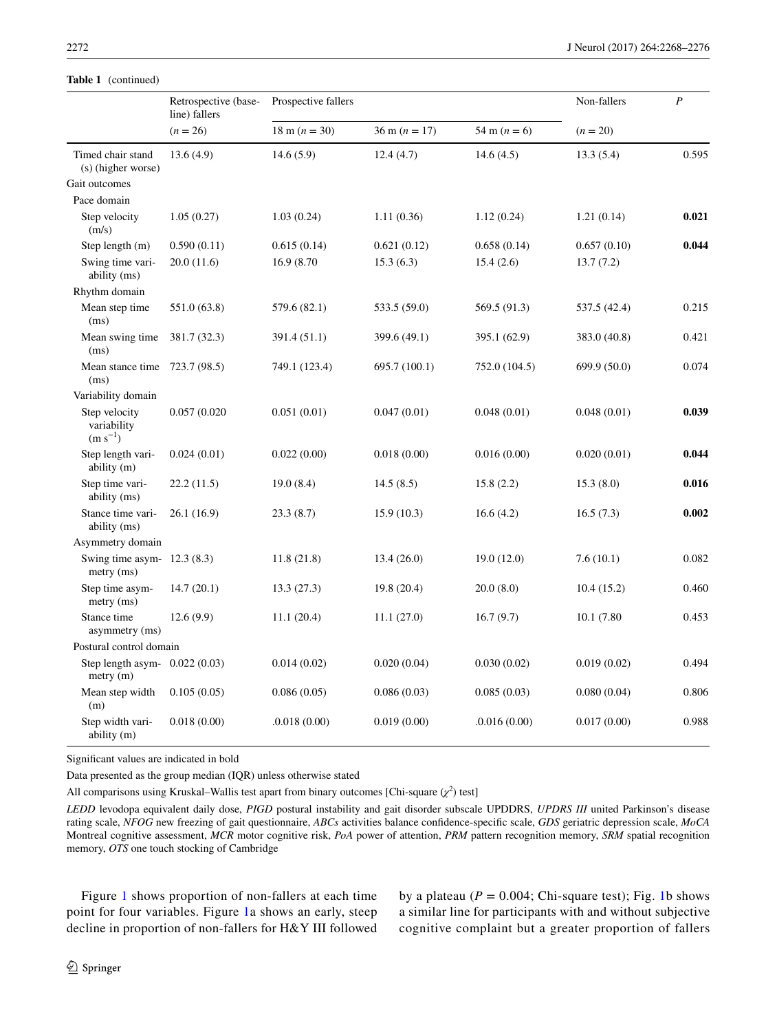**Table 1** (continued)

| | Retrospective (baseline) fallers | Prospective fallers | | | Non-fallers | *P* |
|---|---|---|---|---|---|---|
| | (*n* = 26) | 18 m (*n* = 30) | 36 m (*n* = 17) | 54 m (*n* = 6) | (*n* = 20) | |
| Timed chair stand (s) (higher worse) | 13.6 (4.9) | 14.6 (5.9) | 12.4 (4.7) | 14.6 (4.5) | 13.3 (5.4) | 0.595 |
| Gait outcomes | | | | | | |
| Pace domain | | | | | | |
| Step velocity (m/s) | 1.05 (0.27) | 1.03 (0.24) | 1.11 (0.36) | 1.12 (0.24) | 1.21 (0.14) | **0.021** |
| Step length (m) | 0.590 (0.11) | 0.615 (0.14) | 0.621 (0.12) | 0.658 (0.14) | 0.657 (0.10) | **0.044** |
| Swing time variability (ms) | 20.0 (11.6) | 16.9 (8.70 | 15.3 (6.3) | 15.4 (2.6) | 13.7 (7.2) | |
| Rhythm domain | | | | | | |
| Mean step time (ms) | 551.0 (63.8) | 579.6 (82.1) | 533.5 (59.0) | 569.5 (91.3) | 537.5 (42.4) | 0.215 |
| Mean swing time (ms) | 381.7 (32.3) | 391.4 (51.1) | 399.6 (49.1) | 395.1 (62.9) | 383.0 (40.8) | 0.421 |
| Mean stance time (ms) | 723.7 (98.5) | 749.1 (123.4) | 695.7 (100.1) | 752.0 (104.5) | 699.9 (50.0) | 0.074 |
| Variability domain | | | | | | |
| Step velocity variability ($m\ s^{-1}$) | 0.057 (0.020 | 0.051 (0.01) | 0.047 (0.01) | 0.048 (0.01) | 0.048 (0.01) | **0.039** |
| Step length variability (m) | 0.024 (0.01) | 0.022 (0.00) | 0.018 (0.00) | 0.016 (0.00) | 0.020 (0.01) | **0.044** |
| Step time variability (ms) | 22.2 (11.5) | 19.0 (8.4) | 14.5 (8.5) | 15.8 (2.2) | 15.3 (8.0) | **0.016** |
| Stance time variability (ms) | 26.1 (16.9) | 23.3 (8.7) | 15.9 (10.3) | 16.6 (4.2) | 16.5 (7.3) | **0.002** |
| Asymmetry domain | | | | | | |
| Swing time asymmetry (ms) | 12.3 (8.3) | 11.8 (21.8) | 13.4 (26.0) | 19.0 (12.0) | 7.6 (10.1) | 0.082 |
| Step time asymmetry (ms) | 14.7 (20.1) | 13.3 (27.3) | 19.8 (20.4) | 20.0 (8.0) | 10.4 (15.2) | 0.460 |
| Stance time asymmetry (ms) | 12.6 (9.9) | 11.1 (20.4) | 11.1 (27.0) | 16.7 (9.7) | 10.1 (7.80 | 0.453 |
| Postural control domain | | | | | | |
| Step length asymmetry (m) | 0.022 (0.03) | 0.014 (0.02) | 0.020 (0.04) | 0.030 (0.02) | 0.019 (0.02) | 0.494 |
| Mean step width (m) | 0.105 (0.05) | 0.086 (0.05) | 0.086 (0.03) | 0.085 (0.03) | 0.080 (0.04) | 0.806 |
| Step width variability (m) | 0.018 (0.00) | .0.018 (0.00) | 0.019 (0.00) | .0.016 (0.00) | 0.017 (0.00) | 0.988 |

Significant values are indicated in bold

Data presented as the group median (IQR) unless otherwise stated

All comparisons using Kruskal–Wallis test apart from binary outcomes [Chi-square ($\chi^2$) test]

*LEDD* levodopa equivalent daily dose, *PIGD* postural instability and gait disorder subscale UPDDRS, *UPDRS III* united Parkinson's disease rating scale, *NFOG* new freezing of gait questionnaire, *ABCs* activities balance confidence-specific scale, *GDS* geriatric depression scale, *MoCA* Montreal cognitive assessment, *MCR* motor cognitive risk, *PoA* power of attention, *PRM* pattern recognition memory, *SRM* spatial recognition memory, *OTS* one touch stocking of Cambridge

Figure 1 shows proportion of non-fallers at each time point for four variables. Figure 1a shows an early, steep decline in proportion of non-fallers for H&Y III followed by a plateau ($P = 0.004$; Chi-square test); Fig. 1b shows a similar line for participants with and without subjective cognitive complaint but a greater proportion of fallers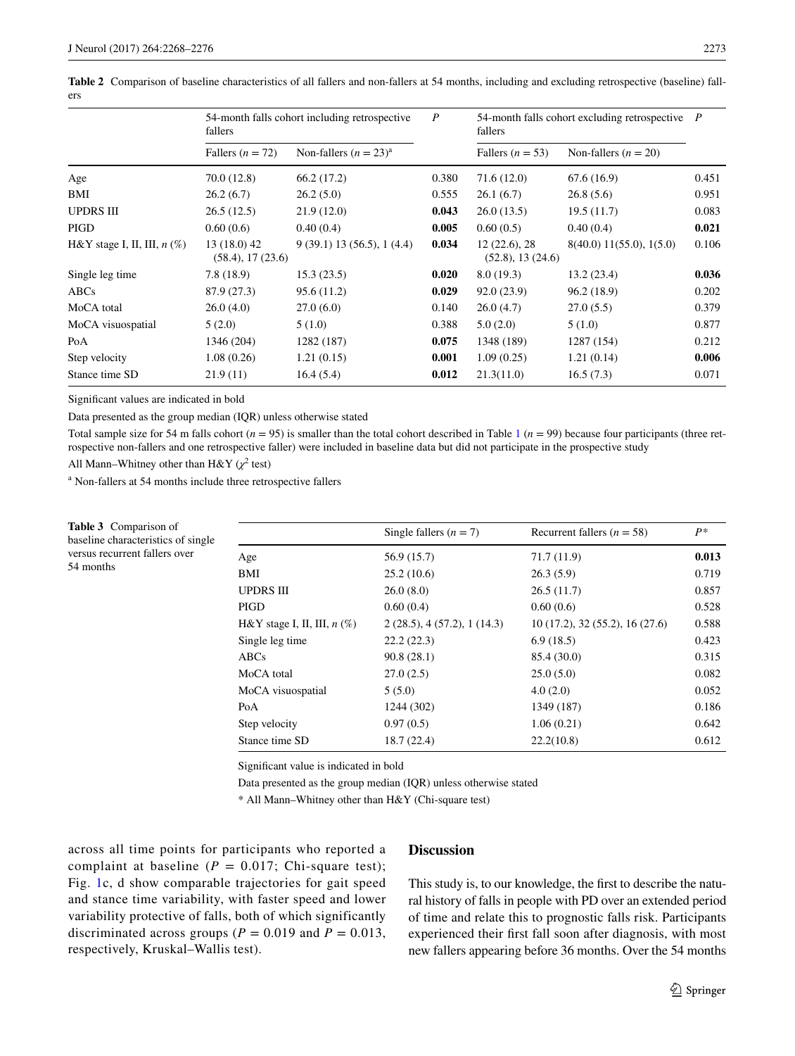**Table 2** Comparison of baseline characteristics of all fallers and non-fallers at 54 months, including and excluding retrospective (baseline) fallers

| | 54-month falls cohort including retrospective fallers | | $P$ | 54-month falls cohort excluding retrospective fallers | | $P$ |
|---|---|---|---|---|---|---|
| | Fallers ($n = 72$) | Non-fallers ($n = 23$)[a] | | Fallers ($n = 53$) | Non-fallers ($n = 20$) | |
| Age | 70.0 (12.8) | 66.2 (17.2) | 0.380 | 71.6 (12.0) | 67.6 (16.9) | 0.451 |
| BMI | 26.2 (6.7) | 26.2 (5.0) | 0.555 | 26.1 (6.7) | 26.8 (5.6) | 0.951 |
| UPDRS III | 26.5 (12.5) | 21.9 (12.0) | **0.043** | 26.0 (13.5) | 19.5 (11.7) | 0.083 |
| PIGD | 0.60 (0.6) | 0.40 (0.4) | **0.005** | 0.60 (0.5) | 0.40 (0.4) | **0.021** |
| H&Y stage I, II, III, *n* (%) | 13 (18.0) 42 (58.4), 17 (23.6) | 9 (39.1) 13 (56.5), 1 (4.4) | **0.034** | 12 (22.6), 28 (52.8), 13 (24.6) | 8(40.0) 11(55.0), 1(5.0) | 0.106 |
| Single leg time | 7.8 (18.9) | 15.3 (23.5) | **0.020** | 8.0 (19.3) | 13.2 (23.4) | **0.036** |
| ABCs | 87.9 (27.3) | 95.6 (11.2) | **0.029** | 92.0 (23.9) | 96.2 (18.9) | 0.202 |
| MoCA total | 26.0 (4.0) | 27.0 (6.0) | 0.140 | 26.0 (4.7) | 27.0 (5.5) | 0.379 |
| MoCA visuospatial | 5 (2.0) | 5 (1.0) | 0.388 | 5.0 (2.0) | 5 (1.0) | 0.877 |
| PoA | 1346 (204) | 1282 (187) | 0.075 | 1348 (189) | 1287 (154) | 0.212 |
| Step velocity | 1.08 (0.26) | 1.21 (0.15) | **0.001** | 1.09 (0.25) | 1.21 (0.14) | **0.006** |
| Stance time SD | 21.9 (11) | 16.4 (5.4) | **0.012** | 21.3(11.0) | 16.5 (7.3) | 0.071 |

Significant values are indicated in bold

Data presented as the group median (IQR) unless otherwise stated

Total sample size for 54 m falls cohort ($n = 95$) is smaller than the total cohort described in Table 1 ($n = 99$) because four participants (three retrospective non-fallers and one retrospective faller) were included in baseline data but did not participate in the prospective study

All Mann–Whitney other than H&Y ($\chi^2$ test)

[a] Non-fallers at 54 months include three retrospective fallers

**Table 3** Comparison of baseline characteristics of single versus recurrent fallers over 54 months

| | Single fallers ($n = 7$) | Recurrent fallers ($n = 58$) | $P$* |
|---|---|---|---|
| Age | 56.9 (15.7) | 71.7 (11.9) | **0.013** |
| BMI | 25.2 (10.6) | 26.3 (5.9) | 0.719 |
| UPDRS III | 26.0 (8.0) | 26.5 (11.7) | 0.857 |
| PIGD | 0.60 (0.4) | 0.60 (0.6) | 0.528 |
| H&Y stage I, II, III, *n* (%) | 2 (28.5), 4 (57.2), 1 (14.3) | 10 (17.2), 32 (55.2), 16 (27.6) | 0.588 |
| Single leg time | 22.2 (22.3) | 6.9 (18.5) | 0.423 |
| ABCs | 90.8 (28.1) | 85.4 (30.0) | 0.315 |
| MoCA total | 27.0 (2.5) | 25.0 (5.0) | 0.082 |
| MoCA visuospatial | 5 (5.0) | 4.0 (2.0) | 0.052 |
| PoA | 1244 (302) | 1349 (187) | 0.186 |
| Step velocity | 0.97 (0.5) | 1.06 (0.21) | 0.642 |
| Stance time SD | 18.7 (22.4) | 22.2(10.8) | 0.612 |

Significant value is indicated in bold

Data presented as the group median (IQR) unless otherwise stated

\* All Mann–Whitney other than H&Y (Chi-square test)

across all time points for participants who reported a complaint at baseline ($P = 0.017$; Chi-square test); Fig. 1c, d show comparable trajectories for gait speed and stance time variability, with faster speed and lower variability protective of falls, both of which significantly discriminated across groups ($P = 0.019$ and $P = 0.013$, respectively, Kruskal–Wallis test).

## Discussion

This study is, to our knowledge, the first to describe the natural history of falls in people with PD over an extended period of time and relate this to prognostic falls risk. Participants experienced their first fall soon after diagnosis, with most new fallers appearing before 36 months. Over the 54 months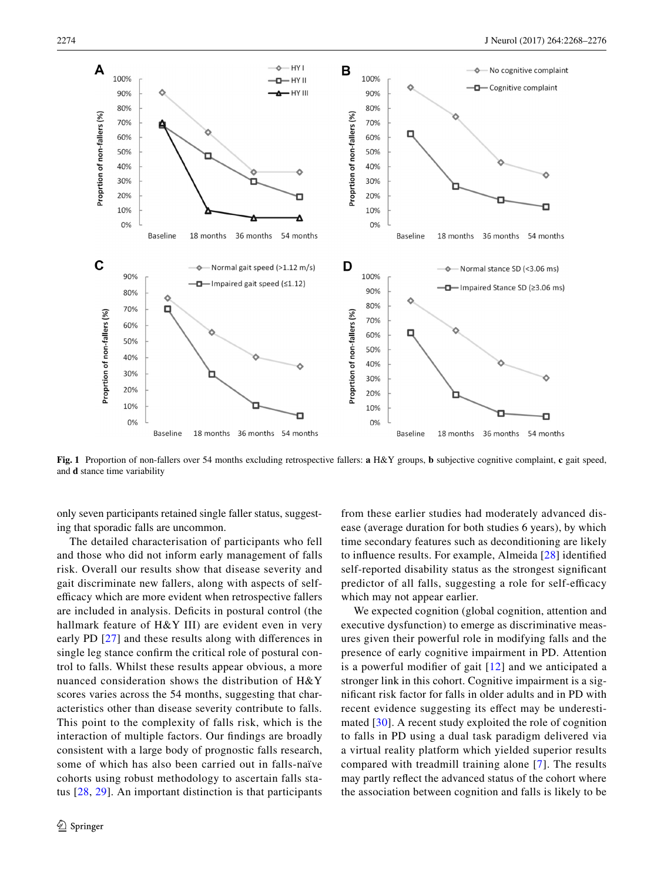**Fig. 1** Proportion of non-fallers over 54 months excluding retrospective fallers: **a** H&Y groups, **b** subjective cognitive complaint, **c** gait speed, and **d** stance time variability

only seven participants retained single faller status, suggesting that sporadic falls are uncommon.

The detailed characterisation of participants who fell and those who did not inform early management of falls risk. Overall our results show that disease severity and gait discriminate new fallers, along with aspects of self-efficacy which are more evident when retrospective fallers are included in analysis. Deficits in postural control (the hallmark feature of H&Y III) are evident even in very early PD [27] and these results along with differences in single leg stance confirm the critical role of postural control to falls. Whilst these results appear obvious, a more nuanced consideration shows the distribution of H&Y scores varies across the 54 months, suggesting that characteristics other than disease severity contribute to falls. This point to the complexity of falls risk, which is the interaction of multiple factors. Our findings are broadly consistent with a large body of prognostic falls research, some of which has also been carried out in falls-naïve cohorts using robust methodology to ascertain falls status [28, 29]. An important distinction is that participants from these earlier studies had moderately advanced disease (average duration for both studies 6 years), by which time secondary features such as deconditioning are likely to influence results. For example, Almeida [28] identified self-reported disability status as the strongest significant predictor of all falls, suggesting a role for self-efficacy which may not appear earlier.

We expected cognition (global cognition, attention and executive dysfunction) to emerge as discriminative measures given their powerful role in modifying falls and the presence of early cognitive impairment in PD. Attention is a powerful modifier of gait [12] and we anticipated a stronger link in this cohort. Cognitive impairment is a significant risk factor for falls in older adults and in PD with recent evidence suggesting its effect may be underestimated [30]. A recent study exploited the role of cognition to falls in PD using a dual task paradigm delivered via a virtual reality platform which yielded superior results compared with treadmill training alone [7]. The results may partly reflect the advanced status of the cohort where the association between cognition and falls is likely to be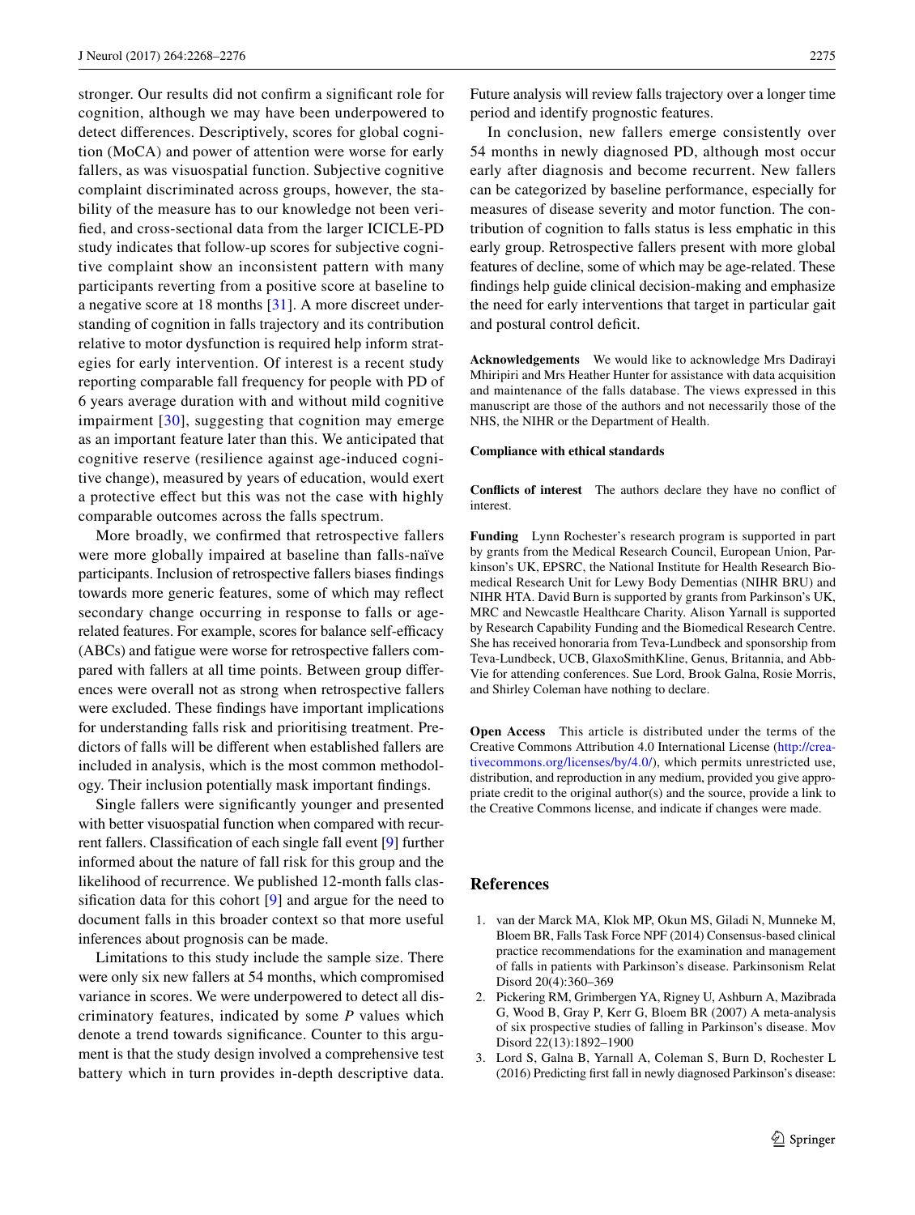stronger. Our results did not confirm a significant role for cognition, although we may have been underpowered to detect differences. Descriptively, scores for global cognition (MoCA) and power of attention were worse for early fallers, as was visuospatial function. Subjective cognitive complaint discriminated across groups, however, the stability of the measure has to our knowledge not been verified, and cross-sectional data from the larger ICICLE-PD study indicates that follow-up scores for subjective cognitive complaint show an inconsistent pattern with many participants reverting from a positive score at baseline to a negative score at 18 months [31]. A more discreet understanding of cognition in falls trajectory and its contribution relative to motor dysfunction is required help inform strategies for early intervention. Of interest is a recent study reporting comparable fall frequency for people with PD of 6 years average duration with and without mild cognitive impairment [30], suggesting that cognition may emerge as an important feature later than this. We anticipated that cognitive reserve (resilience against age-induced cognitive change), measured by years of education, would exert a protective effect but this was not the case with highly comparable outcomes across the falls spectrum.

More broadly, we confirmed that retrospective fallers were more globally impaired at baseline than falls-naïve participants. Inclusion of retrospective fallers biases findings towards more generic features, some of which may reflect secondary change occurring in response to falls or age-related features. For example, scores for balance self-efficacy (ABCs) and fatigue were worse for retrospective fallers compared with fallers at all time points. Between group differences were overall not as strong when retrospective fallers were excluded. These findings have important implications for understanding falls risk and prioritising treatment. Predictors of falls will be different when established fallers are included in analysis, which is the most common methodology. Their inclusion potentially mask important findings.

Single fallers were significantly younger and presented with better visuospatial function when compared with recurrent fallers. Classification of each single fall event [9] further informed about the nature of fall risk for this group and the likelihood of recurrence. We published 12-month falls classification data for this cohort [9] and argue for the need to document falls in this broader context so that more useful inferences about prognosis can be made.

Limitations to this study include the sample size. There were only six new fallers at 54 months, which compromised variance in scores. We were underpowered to detect all discriminatory features, indicated by some *P* values which denote a trend towards significance. Counter to this argument is that the study design involved a comprehensive test battery which in turn provides in-depth descriptive data. Future analysis will review falls trajectory over a longer time period and identify prognostic features.

In conclusion, new fallers emerge consistently over 54 months in newly diagnosed PD, although most occur early after diagnosis and become recurrent. New fallers can be categorized by baseline performance, especially for measures of disease severity and motor function. The contribution of cognition to falls status is less emphatic in this early group. Retrospective fallers present with more global features of decline, some of which may be age-related. These findings help guide clinical decision-making and emphasize the need for early interventions that target in particular gait and postural control deficit.

**Acknowledgements** We would like to acknowledge Mrs Dadirayi Mhiripiri and Mrs Heather Hunter for assistance with data acquisition and maintenance of the falls database. The views expressed in this manuscript are those of the authors and not necessarily those of the NHS, the NIHR or the Department of Health.

**Compliance with ethical standards**

**Conflicts of interest** The authors declare they have no conflict of interest.

**Funding** Lynn Rochester's research program is supported in part by grants from the Medical Research Council, European Union, Parkinson's UK, EPSRC, the National Institute for Health Research Biomedical Research Unit for Lewy Body Dementias (NIHR BRU) and NIHR HTA. David Burn is supported by grants from Parkinson's UK, MRC and Newcastle Healthcare Charity. Alison Yarnall is supported by Research Capability Funding and the Biomedical Research Centre. She has received honoraria from Teva-Lundbeck and sponsorship from Teva-Lundbeck, UCB, GlaxoSmithKline, Genus, Britannia, and AbbVie for attending conferences. Sue Lord, Brook Galna, Rosie Morris, and Shirley Coleman have nothing to declare.

**Open Access** This article is distributed under the terms of the Creative Commons Attribution 4.0 International License (http://creativecommons.org/licenses/by/4.0/), which permits unrestricted use, distribution, and reproduction in any medium, provided you give appropriate credit to the original author(s) and the source, provide a link to the Creative Commons license, and indicate if changes were made.

## References

1. van der Marck MA, Klok MP, Okun MS, Giladi N, Munneke M, Bloem BR, Falls Task Force NPF (2014) Consensus-based clinical practice recommendations for the examination and management of falls in patients with Parkinson's disease. Parkinsonism Relat Disord 20(4):360–369
2. Pickering RM, Grimbergen YA, Rigney U, Ashburn A, Mazibrada G, Wood B, Gray P, Kerr G, Bloem BR (2007) A meta-analysis of six prospective studies of falling in Parkinson's disease. Mov Disord 22(13):1892–1900
3. Lord S, Galna B, Yarnall A, Coleman S, Burn D, Rochester L (2016) Predicting first fall in newly diagnosed Parkinson's disease: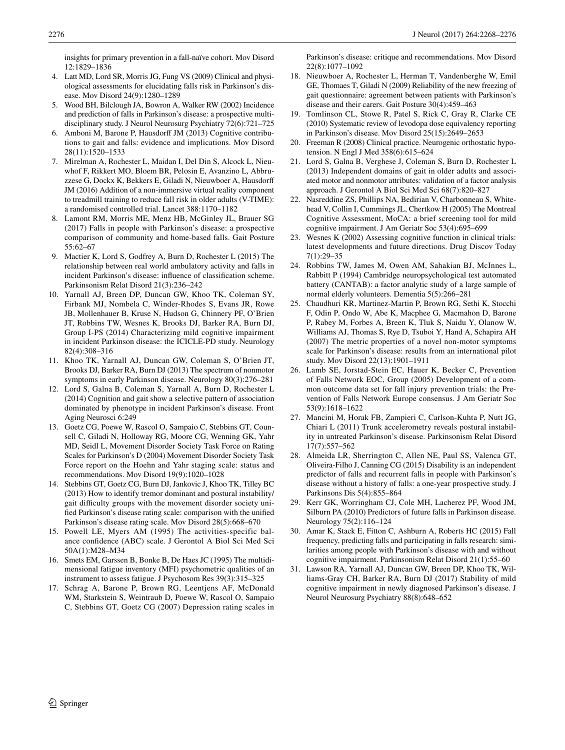insights for primary prevention in a fall-naïve cohort. Mov Disord 12:1829–1836

4. Latt MD, Lord SR, Morris JG, Fung VS (2009) Clinical and physiological assessments for elucidating falls risk in Parkinson's disease. Mov Disord 24(9):1280–1289
5. Wood BH, Bilclough JA, Bowron A, Walker RW (2002) Incidence and prediction of falls in Parkinson's disease: a prospective multidisciplinary study. J Neurol Neurosurg Psychiatry 72(6):721–725
6. Amboni M, Barone P, Hausdorff JM (2013) Cognitive contributions to gait and falls: evidence and implications. Mov Disord 28(11):1520–1533
7. Mirelman A, Rochester L, Maidan I, Del Din S, Alcock L, Nieuwhof F, Rikkert MO, Bloem BR, Pelosin E, Avanzino L, Abbruzzese G, Dockx K, Bekkers E, Giladi N, Nieuwboer A, Hausdorff JM (2016) Addition of a non-immersive virtual reality component to treadmill training to reduce fall risk in older adults (V-TIME): a randomised controlled trial. Lancet 388:1170–1182
8. Lamont RM, Morris ME, Menz HB, McGinley JL, Brauer SG (2017) Falls in people with Parkinson's disease: a prospective comparison of community and home-based falls. Gait Posture 55:62–67
9. Mactier K, Lord S, Godfrey A, Burn D, Rochester L (2015) The relationship between real world ambulatory activity and falls in incident Parkinson's disease: influence of classification scheme. Parkinsonism Relat Disord 21(3):236–242
10. Yarnall AJ, Breen DP, Duncan GW, Khoo TK, Coleman SY, Firbank MJ, Nombela C, Winder-Rhodes S, Evans JR, Rowe JB, Mollenhauer B, Kruse N, Hudson G, Chinnery PF, O'Brien JT, Robbins TW, Wesnes K, Brooks DJ, Barker RA, Burn DJ, Group I-PS (2014) Characterizing mild cognitive impairment in incident Parkinson disease: the ICICLE-PD study. Neurology 82(4):308–316
11. Khoo TK, Yarnall AJ, Duncan GW, Coleman S, O'Brien JT, Brooks DJ, Barker RA, Burn DJ (2013) The spectrum of nonmotor symptoms in early Parkinson disease. Neurology 80(3):276–281
12. Lord S, Galna B, Coleman S, Yarnall A, Burn D, Rochester L (2014) Cognition and gait show a selective pattern of association dominated by phenotype in incident Parkinson's disease. Front Aging Neurosci 6:249
13. Goetz CG, Poewe W, Rascol O, Sampaio C, Stebbins GT, Counsell C, Giladi N, Holloway RG, Moore CG, Wenning GK, Yahr MD, Seidl L, Movement Disorder Society Task Force on Rating Scales for Parkinson's D (2004) Movement Disorder Society Task Force report on the Hoehn and Yahr staging scale: status and recommendations. Mov Disord 19(9):1020–1028
14. Stebbins GT, Goetz CG, Burn DJ, Jankovic J, Khoo TK, Tilley BC (2013) How to identify tremor dominant and postural instability/gait difficulty groups with the movement disorder society unified Parkinson's disease rating scale: comparison with the unified Parkinson's disease rating scale. Mov Disord 28(5):668–670
15. Powell LE, Myers AM (1995) The activities-specific balance confidence (ABC) scale. J Gerontol A Biol Sci Med Sci 50A(1):M28–M34
16. Smets EM, Garssen B, Bonke B, De Haes JC (1995) The multidimensional fatigue inventory (MFI) psychometric qualities of an instrument to assess fatigue. J Psychosom Res 39(3):315–325
17. Schrag A, Barone P, Brown RG, Leentjens AF, McDonald WM, Starkstein S, Weintraub D, Poewe W, Rascol O, Sampaio C, Stebbins GT, Goetz CG (2007) Depression rating scales in Parkinson's disease: critique and recommendations. Mov Disord 22(8):1077–1092
18. Nieuwboer A, Rochester L, Herman T, Vandenberghe W, Emil GE, Thomaes T, Giladi N (2009) Reliability of the new freezing of gait questionnaire: agreement between patients with Parkinson's disease and their carers. Gait Posture 30(4):459–463
19. Tomlinson CL, Stowe R, Patel S, Rick C, Gray R, Clarke CE (2010) Systematic review of levodopa dose equivalency reporting in Parkinson's disease. Mov Disord 25(15):2649–2653
20. Freeman R (2008) Clinical practice. Neurogenic orthostatic hypotension. N Engl J Med 358(6):615–624
21. Lord S, Galna B, Verghese J, Coleman S, Burn D, Rochester L (2013) Independent domains of gait in older adults and associated motor and nonmotor attributes: validation of a factor analysis approach. J Gerontol A Biol Sci Med Sci 68(7):820–827
22. Nasreddine ZS, Phillips NA, Bedirian V, Charbonneau S, Whitehead V, Collin I, Cummings JL, Chertkow H (2005) The Montreal Cognitive Assessment, MoCA: a brief screening tool for mild cognitive impairment. J Am Geriatr Soc 53(4):695–699
23. Wesnes K (2002) Assessing cognitive function in clinical trials: latest developments and future directions. Drug Discov Today 7(1):29–35
24. Robbins TW, James M, Owen AM, Sahakian BJ, McInnes L, Rabbitt P (1994) Cambridge neuropsychological test automated battery (CANTAB): a factor analytic study of a large sample of normal elderly volunteers. Dementia 5(5):266–281
25. Chaudhuri KR, Martinez-Martin P, Brown RG, Sethi K, Stocchi F, Odin P, Ondo W, Abe K, Macphee G, Macmahon D, Barone P, Rabey M, Forbes A, Breen K, Tluk S, Naidu Y, Olanow W, Williams AJ, Thomas S, Rye D, Tsuboi Y, Hand A, Schapira AH (2007) The metric properties of a novel non-motor symptoms scale for Parkinson's disease: results from an international pilot study. Mov Disord 22(13):1901–1911
26. Lamb SE, Jorstad-Stein EC, Hauer K, Becker C, Prevention of Falls Network EOC, Group (2005) Development of a common outcome data set for fall injury prevention trials: the Prevention of Falls Network Europe consensus. J Am Geriatr Soc 53(9):1618–1622
27. Mancini M, Horak FB, Zampieri C, Carlson-Kuhta P, Nutt JG, Chiari L (2011) Trunk accelerometry reveals postural instability in untreated Parkinson's disease. Parkinsonism Relat Disord 17(7):557–562
28. Almeida LR, Sherrington C, Allen NE, Paul SS, Valenca GT, Oliveira-Filho J, Canning CG (2015) Disability is an independent predictor of falls and recurrent falls in people with Parkinson's disease without a history of falls: a one-year prospective study. J Parkinsons Dis 5(4):855–864
29. Kerr GK, Worringham CJ, Cole MH, Lacherez PF, Wood JM, Silburn PA (2010) Predictors of future falls in Parkinson disease. Neurology 75(2):116–124
30. Amar K, Stack E, Fitton C, Ashburn A, Roberts HC (2015) Fall frequency, predicting falls and participating in falls research: similarities among people with Parkinson's disease with and without cognitive impairment. Parkinsonism Relat Disord 21(1):55–60
31. Lawson RA, Yarnall AJ, Duncan GW, Breen DP, Khoo TK, Williams-Gray CH, Barker RA, Burn DJ (2017) Stability of mild cognitive impairment in newly diagnosed Parkinson's disease. J Neurol Neurosurg Psychiatry 88(8):648–652